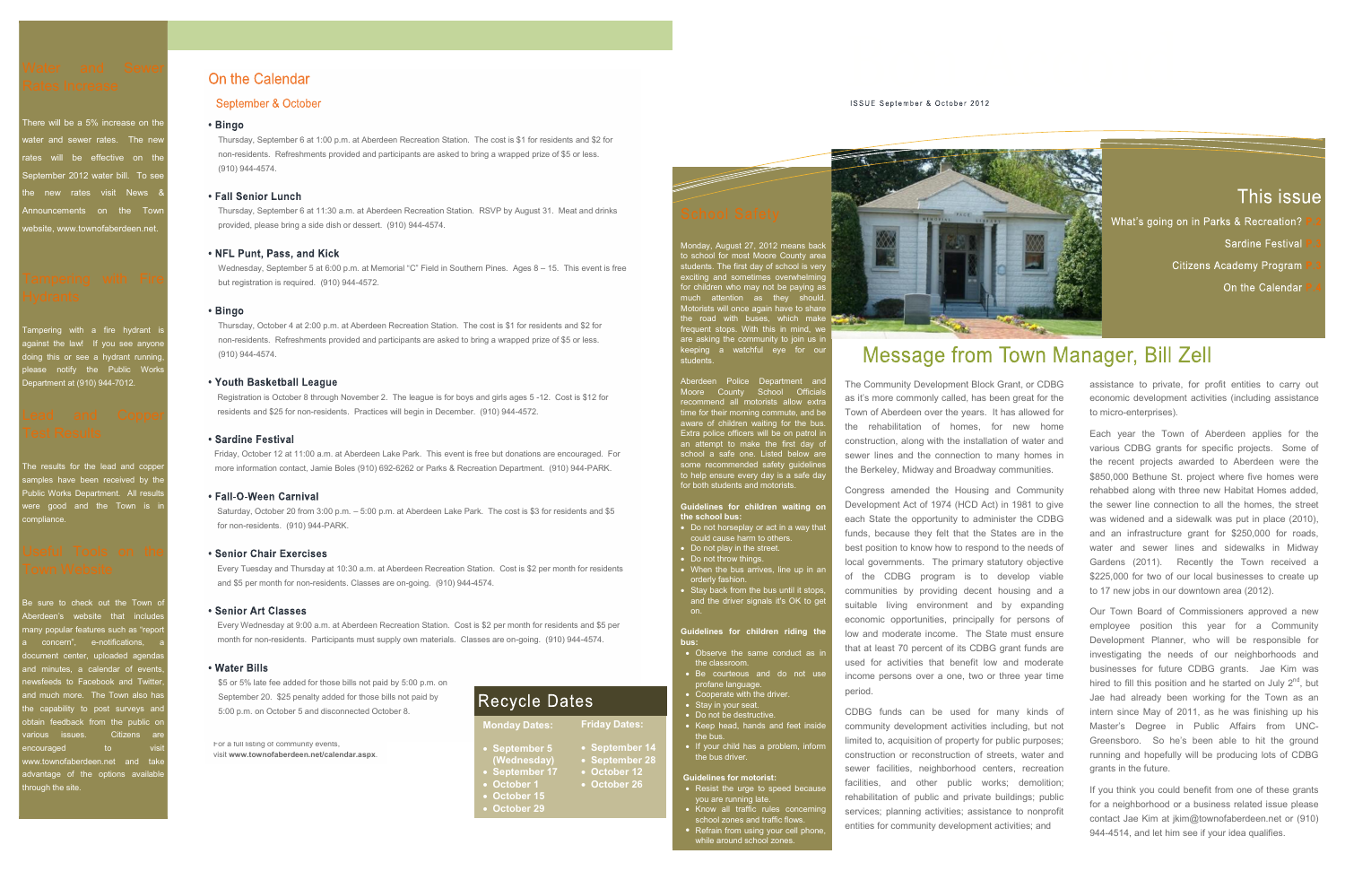## Water and Sewer Rates Increase

There will be a 5% increase on the water and sewer rates. The new rates will be effective on the September 2012 water bill. To see the new rates visit News & Announcements on the Town website, www.townofaberdeen.net.

## Tampering with Fire Hydrants

Tampering with a fire hydrant is against the law! If you see anyone doing this or see a hydrant running, please notify the Public Works Department at (910) 944-7012.

## Lead and Copper Test Results

The results for the lead and copper samples have been received by the Public Works Department. All results were good and the Town is in compliance.

## Useful Tools on the Town Website

Be sure to check out the Town of Aberdeen's website that includes many popular features such as "report a concern", e-notifications, a document center, uploaded agendas and minutes, a calendar of events, newsfeeds to Facebook and Twitter, and much more. The Town also has the capability to post surveys and obtain feedback from the public on various issues. Citizens are encouraged to visit www.townofaberdeen.net and take advantage of the options available through the site.

# On the Calendar

## September & October

**• Bingo**

Thursday, September 6 at 1:00 p.m. at Aberdeen Recreation Station. The cost is $1 for residents and $2 for non-residents. Refreshments provided and participants are asked to bring a wrapped prize of $5 or less. (910) 944-4574.

**• Fall Senior Lunch**

Thursday, September 6 at 11:30 a.m. at Aberdeen Recreation Station. RSVP by August 31. Meat and drinks provided, please bring a side dish or dessert. (910) 944-4574.

**• NFL Punt, Pass, and Kick**

Wednesday, September 5 at 6:00 p.m. at Memorial "C" Field in Southern Pines. Ages 8 – 15. This event is free but registration is required. (910) 944-4572.

**• Bingo**

Thursday, October 4 at 2:00 p.m. at Aberdeen Recreation Station. The cost is $1 for residents and $2 for non-residents. Refreshments provided and participants are asked to bring a wrapped prize of $5 or less. (910) 944-4574.

**• Youth Basketball League**

Registration is October 8 through November 2. The league is for boys and girls ages 5 -12. Cost is $12 for residents and $25 for non-residents. Practices will begin in December. (910) 944-4572.

**• Sardine Festival**

Friday, October 12 at 11:00 a.m. at Aberdeen Lake Park. This event is free but donations are encouraged. For more information contact, Jamie Boles (910) 692-6262 or Parks & Recreation Department. (910) 944-PARK.

**• Fall-O-Ween Carnival**

Saturday, October 20 from 3:00 p.m. – 5:00 p.m. at Aberdeen Lake Park. The cost is $3 for residents and $5 for non-residents. (910) 944-PARK.

**• Senior Chair Exercises**

Every Tuesday and Thursday at 10:30 a.m. at Aberdeen Recreation Station. Cost is $2 per month for residents and $5 per month for non-residents. Classes are on-going. (910) 944-4574.

**• Senior Art Classes**

Every Wednesday at 9:00 a.m. at Aberdeen Recreation Station. Cost is $2 per month for residents and $5 per month for non-residents. Participants must supply own materials. Classes are on-going. (910) 944-4574.

**• Water Bills**

$5 or 5% late fee added for those bills not paid by 5:00 p.m. on September 20. $25 penalty added for those bills not paid by 5:00 p.m. on October 5 and disconnected October 8.

For a full listing of community events, visit **www.townofaberdeen.net/calendar.aspx**.

## Recycle Dates

| Monday Dates: | Friday Dates: |
|---|---|
| • September 5 (Wednesday) | • September 14 |
| • September 17 | • September 28 |
| • October 1 | • October 12 |
| • October 15 | • October 26 |
| • October 29 | |

## School Safety

Monday, August 27, 2012 means back to school for most Moore County area students. The first day of school is very exciting and sometimes overwhelming for children who may not be paying as much attention as they should. Motorists will once again have to share the road with buses, which make frequent stops. With this in mind, we are asking the community to join us in keeping a watchful eye for our students.

Aberdeen Police Department and Moore County School Officials recommend all motorists allow extra time for their morning commute, and be aware of children waiting for the bus. Extra police officers will be on patrol in an attempt to make the first day of school a safe one. Listed below are some recommended safety guidelines to help ensure every day is a safe day for both students and motorists.

**Guidelines for children waiting on the school bus:**

- Do not horseplay or act in a way that could cause harm to others.
- Do not play in the street.
- Do not throw things.
- When the bus arrives, line up in an orderly fashion.
- Stay back from the bus until it stops, and the driver signals it's OK to get on.

**Guidelines for children riding the bus:**

- Observe the same conduct as in the classroom.
- Be courteous and do not use profane language.
- Cooperate with the driver.
- Stay in your seat.
- Do not be destructive.
- Keep head, hands and feet inside the bus.
- If your child has a problem, inform the bus driver.

**Guidelines for motorist:**

- Resist the urge to speed because you are running late.
- Know all traffic rules concerning school zones and traffic flows.
- Refrain from using your cell phone, while around school zones.

ISSUE September & October 2012

## This issue

What's going on in Parks & Recreation?

Sardine Festival

Citizens Academy Program

On the Calendar

# Message from Town Manager, Bill Zell

The Community Development Block Grant, or CDBG as it's more commonly called, has been great for the Town of Aberdeen over the years. It has allowed for the rehabilitation of homes, for new home construction, along with the installation of water and sewer lines and the connection to many homes in the Berkeley, Midway and Broadway communities.

Congress amended the Housing and Community Development Act of 1974 (HCD Act) in 1981 to give each State the opportunity to administer the CDBG funds, because they felt that the States are in the best position to know how to respond to the needs of local governments. The primary statutory objective of the CDBG program is to develop viable communities by providing decent housing and a suitable living environment and by expanding economic opportunities, principally for persons of low and moderate income. The State must ensure that at least 70 percent of its CDBG grant funds are used for activities that benefit low and moderate income persons over a one, two or three year time period.

CDBG funds can be used for many kinds of community development activities including, but not limited to, acquisition of property for public purposes; construction or reconstruction of streets, water and sewer facilities, neighborhood centers, recreation facilities, and other public works; demolition; rehabilitation of public and private buildings; public services; planning activities; assistance to nonprofit entities for community development activities; and assistance to private, for profit entities to carry out economic development activities (including assistance to micro-enterprises).

Each year the Town of Aberdeen applies for the various CDBG grants for specific projects. Some of the recent projects awarded to Aberdeen were the $850,000 Bethune St. project where five homes were rehabbed along with three new Habitat Homes added, the sewer line connection to all the homes, the street was widened and a sidewalk was put in place (2010), and an infrastructure grant for $250,000 for roads, water and sewer lines and sidewalks in Midway Gardens (2011). Recently the Town received a $225,000 for two of our local businesses to create up to 17 new jobs in our downtown area (2012).

Our Town Board of Commissioners approved a new employee position this year for a Community Development Planner, who will be responsible for investigating the needs of our neighborhoods and businesses for future CDBG grants. Jae Kim was hired to fill this position and he started on July 2nd, but Jae had already been working for the Town as an intern since May of 2011, as he was finishing up his Master's Degree in Public Affairs from UNC-Greensboro. So he's been able to hit the ground running and hopefully will be producing lots of CDBG grants in the future.

If you think you could benefit from one of these grants for a neighborhood or a business related issue please contact Jae Kim at jkim@townofaberdeen.net or (910) 944-4514, and let him see if your idea qualifies.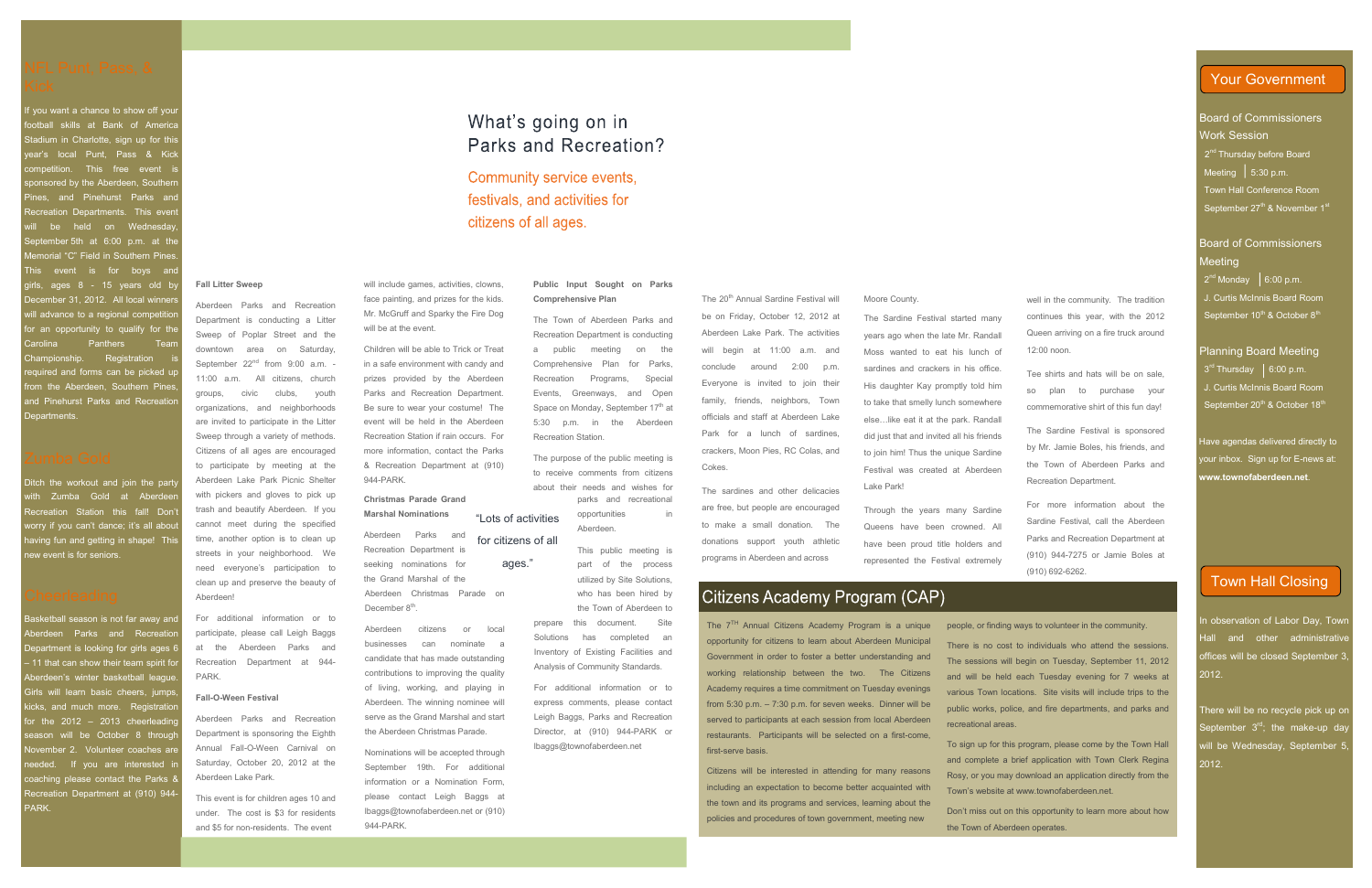## NFL Punt, Pass, & Kick

If you want a chance to show off your football skills at Bank of America Stadium in Charlotte, sign up for this year's local Punt, Pass & Kick competition. This free event is sponsored by the Aberdeen, Southern Pines, and Pinehurst Parks and Recreation Departments. This event will be held on Wednesday, September 5th at 6:00 p.m. at the Memorial "C" Field in Southern Pines. This event is for boys and girls, ages 8 - 15 years old by December 31, 2012. All local winners will advance to a regional competition for an opportunity to qualify for the Carolina Panthers Team Championship. Registration is required and forms can be picked up from the Aberdeen, Southern Pines, and Pinehurst Parks and Recreation Departments.

## Zumba Gold

Ditch the workout and join the party with Zumba Gold at Aberdeen Recreation Station this fall! Don't worry if you can't dance; it's all about having fun and getting in shape! This new event is for seniors.

## Cheerleading

Basketball season is not far away and Aberdeen Parks and Recreation Department is looking for girls ages 6 – 11 that can show their team spirit for Aberdeen's winter basketball league. Girls will learn basic cheers, jumps, kicks, and much more. Registration for the 2012 – 2013 cheerleading season will be October 8 through November 2. Volunteer coaches are needed. If you are interested in coaching please contact the Parks & Recreation Department at (910) 944-PARK.

# What's going on in Parks and Recreation?

Community service events, festivals, and activities for citizens of all ages.

### Fall Litter Sweep

Aberdeen Parks and Recreation Department is conducting a Litter Sweep of Poplar Street and the downtown area on Saturday, September 22nd from 9:00 a.m. - 11:00 a.m. All citizens, church groups, civic clubs, youth organizations, and neighborhoods are invited to participate in the Litter Sweep through a variety of methods. Citizens of all ages are encouraged to participate by meeting at the Aberdeen Lake Park Picnic Shelter with pickers and gloves to pick up trash and beautify Aberdeen. If you cannot meet during the specified time, another option is to clean up streets in your neighborhood. We need everyone's participation to clean up and preserve the beauty of Aberdeen!

For additional information or to participate, please call Leigh Baggs at the Aberdeen Parks and Recreation Department at 944-PARK.

### Fall-O-Ween Festival

Aberdeen Parks and Recreation Department is sponsoring the Eighth Annual Fall-O-Ween Carnival on Saturday, October 20, 2012 at the Aberdeen Lake Park.

This event is for children ages 10 and under. The cost is $3 for residents and $5 for non-residents. The event will include games, activities, clowns, face painting, and prizes for the kids. Mr. McGruff and Sparky the Fire Dog will be at the event.

Children will be able to Trick or Treat in a safe environment with candy and prizes provided by the Aberdeen Parks and Recreation Department. Be sure to wear your costume! The event will be held in the Aberdeen Recreation Station if rain occurs. For more information, contact the Parks & Recreation Department at (910) 944-PARK.

### Christmas Parade Grand Marshal Nominations

Aberdeen Parks and Recreation Department is seeking nominations for the Grand Marshal of the Aberdeen Christmas Parade on December 8th.

Aberdeen citizens or local businesses can nominate a candidate that has made outstanding contributions to improving the quality of living, working, and playing in Aberdeen. The winning nominee will serve as the Grand Marshal and start the Aberdeen Christmas Parade.

Nominations will be accepted through September 19th. For additional information or a Nomination Form, please contact Leigh Baggs at lbaggs@townofaberdeen.net or (910) 944-PARK.

> "Lots of activities for citizens of all ages."

### Public Input Sought on Parks Comprehensive Plan

The Town of Aberdeen Parks and Recreation Department is conducting a public meeting on the Comprehensive Plan for Parks, Recreation Programs, Special Events, Greenways, and Open Space on Monday, September 17th at 5:30 p.m. in the Aberdeen Recreation Station.

The purpose of the public meeting is to receive comments from citizens about their needs and wishes for parks and recreational opportunities in Aberdeen.

This public meeting is part of the process utilized by Site Solutions, who has been hired by the Town of Aberdeen to prepare this document. Site Solutions has completed an Inventory of Existing Facilities and Analysis of Community Standards.

For additional information or to express comments, please contact Leigh Baggs, Parks and Recreation Director, at (910) 944-PARK or lbaggs@townofaberdeen.net

The 20th Annual Sardine Festival will be on Friday, October 12, 2012 at Aberdeen Lake Park. The activities will begin at 11:00 a.m. and conclude around 2:00 p.m. Everyone is invited to join their family, friends, neighbors, Town officials and staff at Aberdeen Lake Park for a lunch of sardines, crackers, Moon Pies, RC Colas, and Cokes.

The sardines and other delicacies are free, but people are encouraged to make a small donation. The donations support youth athletic programs in Aberdeen and across Moore County.

The Sardine Festival started many years ago when the late Mr. Randall Moss wanted to eat his lunch of sardines and crackers in his office. His daughter Kay promptly told him to take that smelly lunch somewhere else…like eat it at the park. Randall did just that and invited all his friends to join him! Thus the unique Sardine Festival was created at Aberdeen Lake Park!

Through the years many Sardine Queens have been crowned. All have been proud title holders and represented the Festival extremely well in the community. The tradition continues this year, with the 2012 Queen arriving on a fire truck around 12:00 noon.

Tee shirts and hats will be on sale, so plan to purchase your commemorative shirt of this fun day!

The Sardine Festival is sponsored by Mr. Jamie Boles, his friends, and the Town of Aberdeen Parks and Recreation Department.

For more information about the Sardine Festival, call the Aberdeen Parks and Recreation Department at (910) 944-7275 or Jamie Boles at (910) 692-6262.

## Citizens Academy Program (CAP)

The 7TH Annual Citizens Academy Program is a unique opportunity for citizens to learn about Aberdeen Municipal Government in order to foster a better understanding and working relationship between the two. The Citizens Academy requires a time commitment on Tuesday evenings from 5:30 p.m. – 7:30 p.m. for seven weeks. Dinner will be served to participants at each session from local Aberdeen restaurants. Participants will be selected on a first-come, first-serve basis.

Citizens will be interested in attending for many reasons including an expectation to become better acquainted with the town and its programs and services, learning about the policies and procedures of town government, meeting new people, or finding ways to volunteer in the community.

There is no cost to individuals who attend the sessions. The sessions will begin on Tuesday, September 11, 2012 and will be held each Tuesday evening for 7 weeks at various Town locations. Site visits will include trips to the public works, police, and fire departments, and parks and recreational areas.

To sign up for this program, please come by the Town Hall and complete a brief application with Town Clerk Regina Rosy, or you may download an application directly from the Town's website at www.townofaberdeen.net.

Don't miss out on this opportunity to learn more about how the Town of Aberdeen operates.

## Your Government

**Board of Commissioners Work Session**

2nd Thursday before Board Meeting | 5:30 p.m.
Town Hall Conference Room
September 27th & November 1st

**Board of Commissioners Meeting**

2nd Monday | 6:00 p.m.
J. Curtis McInnis Board Room
September 10th & October 8th

**Planning Board Meeting**

3rd Thursday | 6:00 p.m.
J. Curtis McInnis Board Room
September 20th & October 18th

Have agendas delivered directly to your inbox. Sign up for E-news at: **www.townofaberdeen.net**.

## Town Hall Closing

In observation of Labor Day, Town Hall and other administrative offices will be closed September 3, 2012.

There will be no recycle pick up on September 3rd; the make-up day will be Wednesday, September 5, 2012.